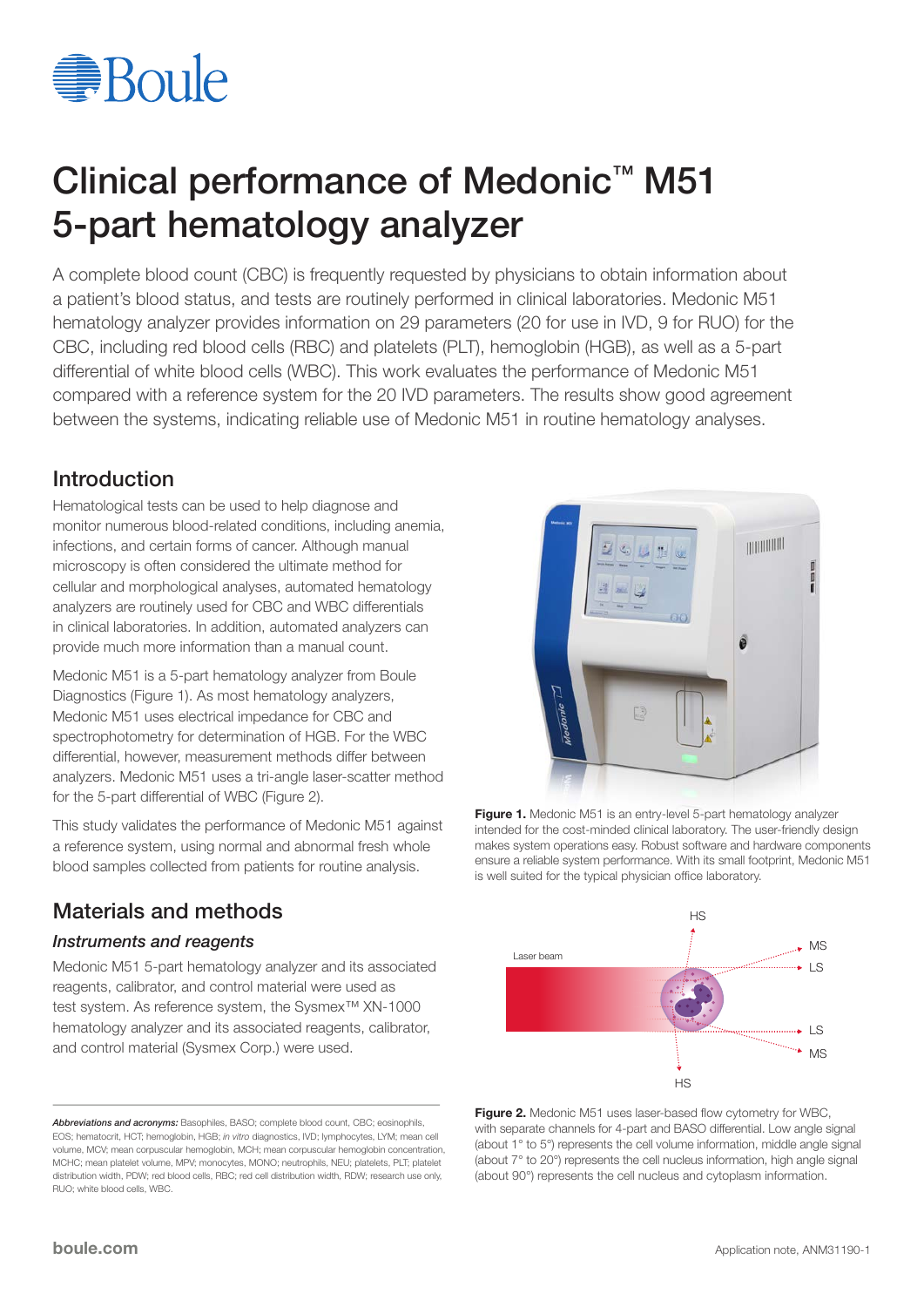# Clinical performance of Medonic™ M51 5-part hematology analyzer

A complete blood count (CBC) is frequently requested by physicians to obtain information about a patient's blood status, and tests are routinely performed in clinical laboratories. Medonic M51 hematology analyzer provides information on 29 parameters (20 for use in IVD, 9 for RUO) for the CBC, including red blood cells (RBC) and platelets (PLT), hemoglobin (HGB), as well as a 5-part differential of white blood cells (WBC). This work evaluates the performance of Medonic M51 compared with a reference system for the 20 IVD parameters. The results show good agreement between the systems, indicating reliable use of Medonic M51 in routine hematology analyses.

## Introduction

Hematological tests can be used to help diagnose and monitor numerous blood-related conditions, including anemia, infections, and certain forms of cancer. Although manual microscopy is often considered the ultimate method for cellular and morphological analyses, automated hematology analyzers are routinely used for CBC and WBC differentials in clinical laboratories. In addition, automated analyzers can provide much more information than a manual count.

Medonic M51 is a 5-part hematology analyzer from Boule Diagnostics (Figure 1). As most hematology analyzers, Medonic M51 uses electrical impedance for CBC and spectrophotometry for determination of HGB. For the WBC differential, however, measurement methods differ between analyzers. Medonic M51 uses a tri-angle laser-scatter method for the 5-part differential of WBC (Figure 2).

This study validates the performance of Medonic M51 against a reference system, using normal and abnormal fresh whole blood samples collected from patients for routine analysis.

**Figure 1.** Medonic M51 is an entry-level 5-part hematology analyzer intended for the cost-minded clinical laboratory. The user-friendly design makes system operations easy. Robust software and hardware components ensure a reliable system performance. With its small footprint, Medonic M51 is well suited for the typical physician office laboratory.

**Figure 2.** Medonic M51 uses laser-based flow cytometry for WBC, with separate channels for 4-part and BASO differential. Low angle signal (about 1° to 5°) represents the cell volume information, middle angle signal (about 7° to 20°) represents the cell nucleus information, high angle signal (about 90°) represents the cell nucleus and cytoplasm information.

## Materials and methods

### *Instruments and reagents*

Medonic M51 5-part hematology analyzer and its associated reagents, calibrator, and control material were used as test system. As reference system, the Sysmex™ XN-1000 hematology analyzer and its associated reagents, calibrator, and control material (Sysmex Corp.) were used.

***Abbreviations and acronyms:*** Basophiles, BASO; complete blood count, CBC; eosinophils, EOS; hematocrit, HCT; hemoglobin, HGB; *in vitro* diagnostics, IVD; lymphocytes, LYM; mean cell volume, MCV; mean corpuscular hemoglobin, MCH; mean corpuscular hemoglobin concentration, MCHC; mean platelet volume, MPV; monocytes, MONO; neutrophils, NEU; platelets, PLT; platelet distribution width, PDW; red blood cells, RBC; red cell distribution width, RDW; research use only, RUO; white blood cells, WBC.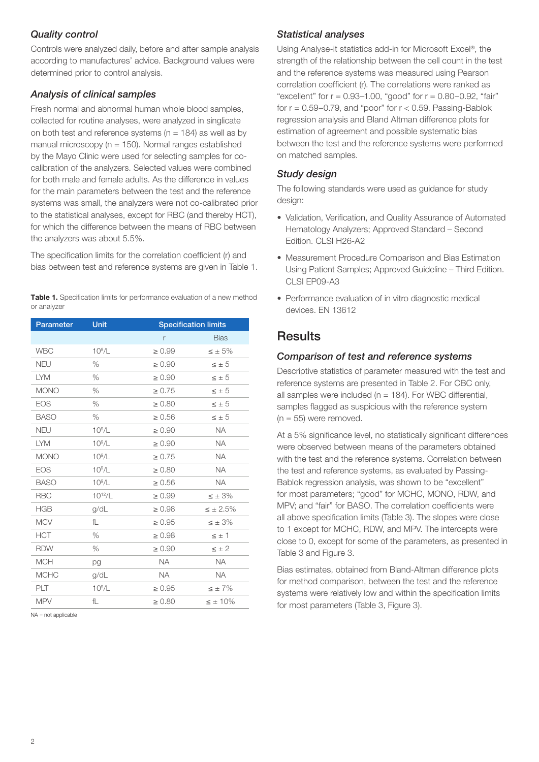### Quality control

Controls were analyzed daily, before and after sample analysis according to manufacturers' advice. Background values were determined prior to control analysis.

### Analysis of clinical samples

Fresh normal and abnormal human whole blood samples, collected for routine analyses, were analyzed in singlicate on both test and reference systems (n = 184) as well as by manual microscopy (n = 150). Normal ranges established by the Mayo Clinic were used for selecting samples for co-calibration of the analyzers. Selected values were combined for both male and female adults. As the difference in values for the main parameters between the test and the reference systems was small, the analyzers were not co-calibrated prior to the statistical analyses, except for RBC (and thereby HCT), for which the difference between the means of RBC between the analyzers was about 5.5%.

The specification limits for the correlation coefficient (r) and bias between test and reference systems are given in Table 1.

**Table 1.** Specification limits for performance evaluation of a new method or analyzer

| Parameter | Unit | Specification limits | |
|---|---|---|---|
| | | r | Bias |
| WBC | $10^9$/L | ≥ 0.99 | ≤ ± 5% |
| NEU | % | ≥ 0.90 | ≤ ± 5 |
| LYM | % | ≥ 0.90 | ≤ ± 5 |
| MONO | % | ≥ 0.75 | ≤ ± 5 |
| EOS | % | ≥ 0.80 | ≤ ± 5 |
| BASO | % | ≥ 0.56 | ≤ ± 5 |
| NEU | $10^9$/L | ≥ 0.90 | NA |
| LYM | $10^9$/L | ≥ 0.90 | NA |
| MONO | $10^9$/L | ≥ 0.75 | NA |
| EOS | $10^9$/L | ≥ 0.80 | NA |
| BASO | $10^9$/L | ≥ 0.56 | NA |
| RBC | $10^{12}$/L | ≥ 0.99 | ≤ ± 3% |
| HGB | g/dL | ≥ 0.98 | ≤ ± 2.5% |
| MCV | fL | ≥ 0.95 | ≤ ± 3% |
| HCT | % | ≥ 0.98 | ≤ ± 1 |
| RDW | % | ≥ 0.90 | ≤ ± 2 |
| MCH | pg | NA | NA |
| MCHC | g/dL | NA | NA |
| PLT | $10^9$/L | ≥ 0.95 | ≤ ± 7% |
| MPV | fL | ≥ 0.80 | ≤ ± 10% |

NA = not applicable

### Statistical analyses

Using Analyse-it statistics add-in for Microsoft Excel®, the strength of the relationship between the cell count in the test and the reference systems was measured using Pearson correlation coefficient (r). The correlations were ranked as "excellent" for r = 0.93–1.00, "good" for r = 0.80–0.92, "fair" for r = 0.59–0.79, and "poor" for r < 0.59. Passing-Bablok regression analysis and Bland Altman difference plots for estimation of agreement and possible systematic bias between the test and the reference systems were performed on matched samples.

### Study design

The following standards were used as guidance for study design:

- Validation, Verification, and Quality Assurance of Automated Hematology Analyzers; Approved Standard – Second Edition. CLSI H26-A2
- Measurement Procedure Comparison and Bias Estimation Using Patient Samples; Approved Guideline – Third Edition. CLSI EP09-A3
- Performance evaluation of in vitro diagnostic medical devices. EN 13612

## Results

### Comparison of test and reference systems

Descriptive statistics of parameter measured with the test and reference systems are presented in Table 2. For CBC only, all samples were included (n = 184). For WBC differential, samples flagged as suspicious with the reference system (n = 55) were removed.

At a 5% significance level, no statistically significant differences were observed between means of the parameters obtained with the test and the reference systems. Correlation between the test and reference systems, as evaluated by Passing-Bablok regression analysis, was shown to be "excellent" for most parameters; "good" for MCHC, MONO, RDW, and MPV; and "fair" for BASO. The correlation coefficients were all above specification limits (Table 3). The slopes were close to 1 except for MCHC, RDW, and MPV. The intercepts were close to 0, except for some of the parameters, as presented in Table 3 and Figure 3.

Bias estimates, obtained from Bland-Altman difference plots for method comparison, between the test and the reference systems were relatively low and within the specification limits for most parameters (Table 3, Figure 3).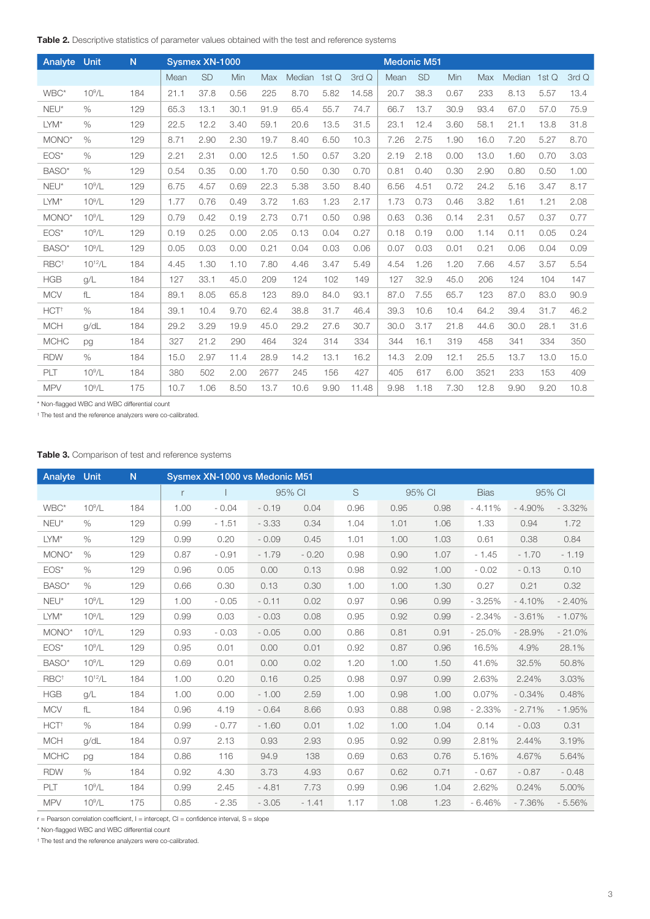**Table 2.** Descriptive statistics of parameter values obtained with the test and reference systems

| Analyte | Unit | N | Sysmex XN-1000 | | | | | | | Medonic M51 | | | | | | |
|---|---|---|---|---|---|---|---|---|---|---|---|---|---|---|---|---|
| | | | Mean | SD | Min | Max | Median | 1st Q | 3rd Q | Mean | SD | Min | Max | Median | 1st Q | 3rd Q |
| WBC* | $10^9$/L | 184 | 21.1 | 37.8 | 0.56 | 225 | 8.70 | 5.82 | 14.58 | 20.7 | 38.3 | 0.67 | 233 | 8.13 | 5.57 | 13.4 |
| NEU* | % | 129 | 65.3 | 13.1 | 30.1 | 91.9 | 65.4 | 55.7 | 74.7 | 66.7 | 13.7 | 30.9 | 93.4 | 67.0 | 57.0 | 75.9 |
| LYM* | % | 129 | 22.5 | 12.2 | 3.40 | 59.1 | 20.6 | 13.5 | 31.5 | 23.1 | 12.4 | 3.60 | 58.1 | 21.1 | 13.8 | 31.8 |
| MONO* | % | 129 | 8.71 | 2.90 | 2.30 | 19.7 | 8.40 | 6.50 | 10.3 | 7.26 | 2.75 | 1.90 | 16.0 | 7.20 | 5.27 | 8.70 |
| EOS* | % | 129 | 2.21 | 2.31 | 0.00 | 12.5 | 1.50 | 0.57 | 3.20 | 2.19 | 2.18 | 0.00 | 13.0 | 1.60 | 0.70 | 3.03 |
| BASO* | % | 129 | 0.54 | 0.35 | 0.00 | 1.70 | 0.50 | 0.30 | 0.70 | 0.81 | 0.40 | 0.30 | 2.90 | 0.80 | 0.50 | 1.00 |
| NEU* | $10^9$/L | 129 | 6.75 | 4.57 | 0.69 | 22.3 | 5.38 | 3.50 | 8.40 | 6.56 | 4.51 | 0.72 | 24.2 | 5.16 | 3.47 | 8.17 |
| LYM* | $10^9$/L | 129 | 1.77 | 0.76 | 0.49 | 3.72 | 1.63 | 1.23 | 2.17 | 1.73 | 0.73 | 0.46 | 3.82 | 1.61 | 1.21 | 2.08 |
| MONO* | $10^9$/L | 129 | 0.79 | 0.42 | 0.19 | 2.73 | 0.71 | 0.50 | 0.98 | 0.63 | 0.36 | 0.14 | 2.31 | 0.57 | 0.37 | 0.77 |
| EOS* | $10^9$/L | 129 | 0.19 | 0.25 | 0.00 | 2.05 | 0.13 | 0.04 | 0.27 | 0.18 | 0.19 | 0.00 | 1.14 | 0.11 | 0.05 | 0.24 |
| BASO* | $10^9$/L | 129 | 0.05 | 0.03 | 0.00 | 0.21 | 0.04 | 0.03 | 0.06 | 0.07 | 0.03 | 0.01 | 0.21 | 0.06 | 0.04 | 0.09 |
| RBC† | $10^{12}$/L | 184 | 4.45 | 1.30 | 1.10 | 7.80 | 4.46 | 3.47 | 5.49 | 4.54 | 1.26 | 1.20 | 7.66 | 4.57 | 3.57 | 5.54 |
| HGB | g/L | 184 | 127 | 33.1 | 45.0 | 209 | 124 | 102 | 149 | 127 | 32.9 | 45.0 | 206 | 124 | 104 | 147 |
| MCV | fL | 184 | 89.1 | 8.05 | 65.8 | 123 | 89.0 | 84.0 | 93.1 | 87.0 | 7.55 | 65.7 | 123 | 87.0 | 83.0 | 90.9 |
| HCT† | % | 184 | 39.1 | 10.4 | 9.70 | 62.4 | 38.8 | 31.7 | 46.4 | 39.3 | 10.6 | 10.4 | 64.2 | 39.4 | 31.7 | 46.2 |
| MCH | g/dL | 184 | 29.2 | 3.29 | 19.9 | 45.0 | 29.2 | 27.6 | 30.7 | 30.0 | 3.17 | 21.8 | 44.6 | 30.0 | 28.1 | 31.6 |
| MCHC | pg | 184 | 327 | 21.2 | 290 | 464 | 324 | 314 | 334 | 344 | 16.1 | 319 | 458 | 341 | 334 | 350 |
| RDW | % | 184 | 15.0 | 2.97 | 11.4 | 28.9 | 14.2 | 13.1 | 16.2 | 14.3 | 2.09 | 12.1 | 25.5 | 13.7 | 13.0 | 15.0 |
| PLT | $10^9$/L | 184 | 380 | 502 | 2.00 | 2677 | 245 | 156 | 427 | 405 | 617 | 6.00 | 3521 | 233 | 153 | 409 |
| MPV | $10^9$/L | 175 | 10.7 | 1.06 | 8.50 | 13.7 | 10.6 | 9.90 | 11.48 | 9.98 | 1.18 | 7.30 | 12.8 | 9.90 | 9.20 | 10.8 |

\* Non-flagged WBC and WBC differential count

† The test and the reference analyzers were co-calibrated.

**Table 3.** Comparison of test and reference systems

| Analyte | Unit | N | Sysmex XN-1000 vs Medonic M51 | | | | | | | | |
|---|---|---|---|---|---|---|---|---|---|---|---|
| | | | r | I | 95% CI | | S | 95% CI | | Bias | 95% CI | |
| WBC* | $10^9$/L | 184 | 1.00 | - 0.04 | - 0.19 | 0.04 | 0.96 | 0.95 | 0.98 | - 4.11% | - 4.90% | - 3.32% |
| NEU* | % | 129 | 0.99 | - 1.51 | - 3.33 | 0.34 | 1.04 | 1.01 | 1.06 | 1.33 | 0.94 | 1.72 |
| LYM* | % | 129 | 0.99 | 0.20 | - 0.09 | 0.45 | 1.01 | 1.00 | 1.03 | 0.61 | 0.38 | 0.84 |
| MONO* | % | 129 | 0.87 | - 0.91 | - 1.79 | - 0.20 | 0.98 | 0.90 | 1.07 | - 1.45 | - 1.70 | - 1.19 |
| EOS* | % | 129 | 0.96 | 0.05 | 0.00 | 0.13 | 0.98 | 0.92 | 1.00 | - 0.02 | - 0.13 | 0.10 |
| BASO* | % | 129 | 0.66 | 0.30 | 0.13 | 0.30 | 1.00 | 1.00 | 1.30 | 0.27 | 0.21 | 0.32 |
| NEU* | $10^9$/L | 129 | 1.00 | - 0.05 | - 0.11 | 0.02 | 0.97 | 0.96 | 0.99 | - 3.25% | - 4.10% | - 2.40% |
| LYM* | $10^9$/L | 129 | 0.99 | 0.03 | - 0.03 | 0.08 | 0.95 | 0.92 | 0.99 | - 2.34% | - 3.61% | - 1.07% |
| MONO* | $10^9$/L | 129 | 0.93 | - 0.03 | - 0.05 | 0.00 | 0.86 | 0.81 | 0.91 | - 25.0% | - 28.9% | - 21.0% |
| EOS* | $10^9$/L | 129 | 0.95 | 0.01 | 0.00 | 0.01 | 0.92 | 0.87 | 0.96 | 16.5% | 4.9% | 28.1% |
| BASO* | $10^9$/L | 129 | 0.69 | 0.01 | 0.00 | 0.02 | 1.20 | 1.00 | 1.50 | 41.6% | 32.5% | 50.8% |
| RBC† | $10^{12}$/L | 184 | 1.00 | 0.20 | 0.16 | 0.25 | 0.98 | 0.97 | 0.99 | 2.63% | 2.24% | 3.03% |
| HGB | g/L | 184 | 1.00 | 0.00 | - 1.00 | 2.59 | 1.00 | 0.98 | 1.00 | 0.07% | - 0.34% | 0.48% |
| MCV | fL | 184 | 0.96 | 4.19 | - 0.64 | 8.66 | 0.93 | 0.88 | 0.98 | - 2.33% | - 2.71% | - 1.95% |
| HCT† | % | 184 | 0.99 | - 0.77 | - 1.60 | 0.01 | 1.02 | 1.00 | 1.04 | 0.14 | - 0.03 | 0.31 |
| MCH | g/dL | 184 | 0.97 | 2.13 | 0.93 | 2.93 | 0.95 | 0.92 | 0.99 | 2.81% | 2.44% | 3.19% |
| MCHC | pg | 184 | 0.86 | 116 | 94.9 | 138 | 0.69 | 0.63 | 0.76 | 5.16% | 4.67% | 5.64% |
| RDW | % | 184 | 0.92 | 4.30 | 3.73 | 4.93 | 0.67 | 0.62 | 0.71 | - 0.67 | - 0.87 | - 0.48 |
| PLT | $10^9$/L | 184 | 0.99 | 2.45 | - 4.81 | 7.73 | 0.99 | 0.96 | 1.04 | 2.62% | 0.24% | 5.00% |
| MPV | $10^9$/L | 175 | 0.85 | - 2.35 | - 3.05 | - 1.41 | 1.17 | 1.08 | 1.23 | - 6.46% | - 7.36% | - 5.56% |

r = Pearson correlation coefficient, I = intercept, CI = confidence interval, S = slope

\* Non-flagged WBC and WBC differential count

† The test and the reference analyzers were co-calibrated.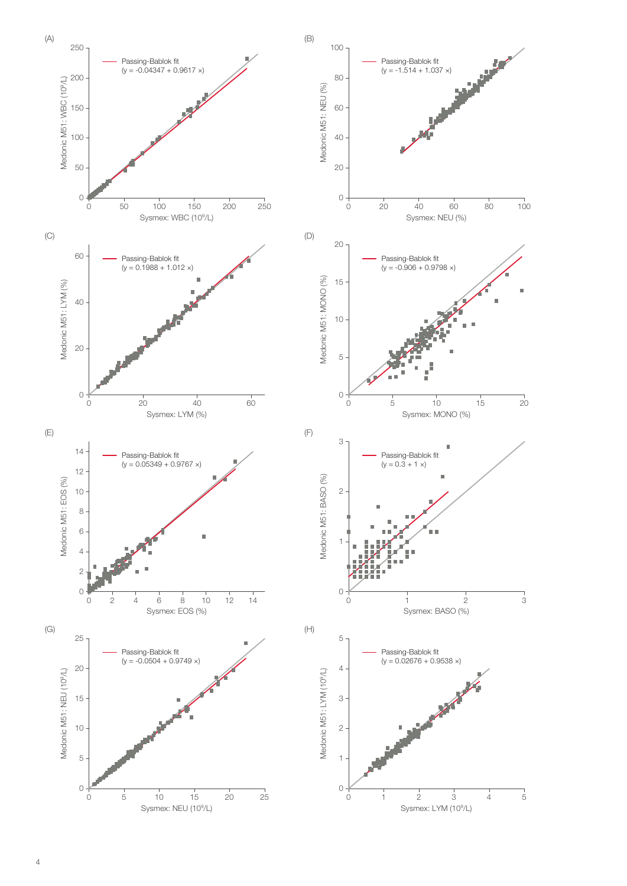(A)

Passing-Bablok fit
($y = -0.04347 + 0.9617\ x$)

Medonic M51: WBC ($10^9$/L)

Sysmex: WBC ($10^9$/L)

(B)

Passing-Bablok fit
($y = -1.514 + 1.037\ x$)

Medonic M51: NEU (%)

Sysmex: NEU (%)

(C)

Passing-Bablok fit
($y = 0.1988 + 1.012\ x$)

Medonic M51: LYM (%)

Sysmex: LYM (%)

(D)

Passing-Bablok fit
($y = -0.906 + 0.9798\ x$)

Medonic M51: MONO (%)

Sysmex: MONO (%)

(E)

Passing-Bablok fit
($y = 0.05349 + 0.9767\ x$)

Medonic M51: EOS (%)

Sysmex: EOS (%)

(F)

Passing-Bablok fit
($y = 0.3 + 1\ x$)

Medonic M51: BASO (%)

Sysmex: BASO (%)

(G)

Passing-Bablok fit
($y = -0.0504 + 0.9749\ x$)

Medonic M51: NEU ($10^9$/L)

Sysmex: NEU ($10^9$/L)

(H)

Passing-Bablok fit
($y = 0.02676 + 0.9538\ x$)

Medonic M51: LYM ($10^9$/L)

Sysmex: LYM ($10^9$/L)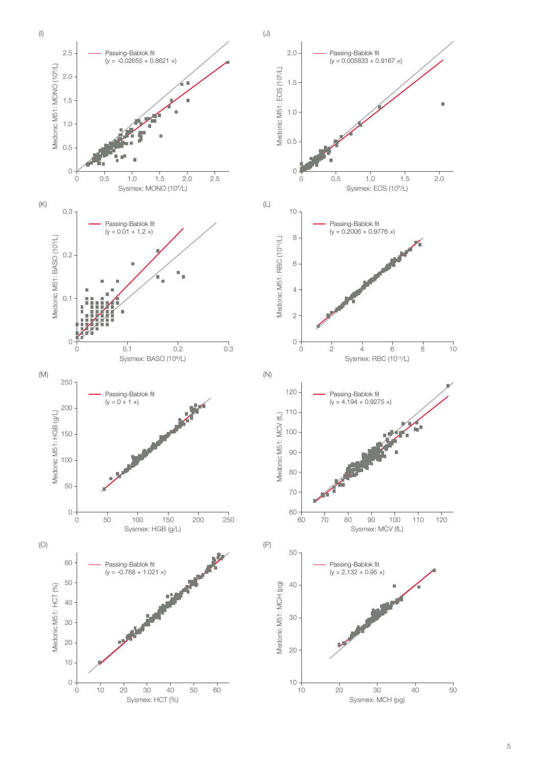(I)

Passing-Bablok fit
(y = -0.02655 + 0.8621 x)

Medonic M51: MONO ($10^9$/L)

Sysmex: MONO ($10^9$/L)

(J)

Passing-Bablok fit
(y = 0.005833 + 0.9167 x)

Medonic M51: EOS ($10^9$/L)

Sysmex: EOS ($10^9$/L)

(K)

Passing-Bablok fit
(y = 0.01 + 1.2 x)

Medonic M51: BASO ($10^9$/L)

Sysmex: BASO ($10^9$/L)

(L)

Passing-Bablok fit
(y = 0.2006 + 0.9776 x)

Medonic M51: RBC ($10^{12}$/L)

Sysmex: RBC ($10^{12}$/L)

(M)

Passing-Bablok fit
(y = 0 + 1 x)

Medonic M51: HGB (g/L)

Sysmex: HGB (g/L)

(N)

Passing-Bablok fit
(y = 4.194 + 0.9275 x)

Medonic M51: MCV (fL)

Sysmex: MCV (fL)

(O)

Passing-Bablok fit
(y = -0.768 + 1.021 x)

Medonic M51: HCT (%)

Sysmex: HCT (%)

(P)

Passing-Bablok fit
(y = 2.132 + 0.95 x)

Medonic M51: MCH (pg)

Sysmex: MCH (pg)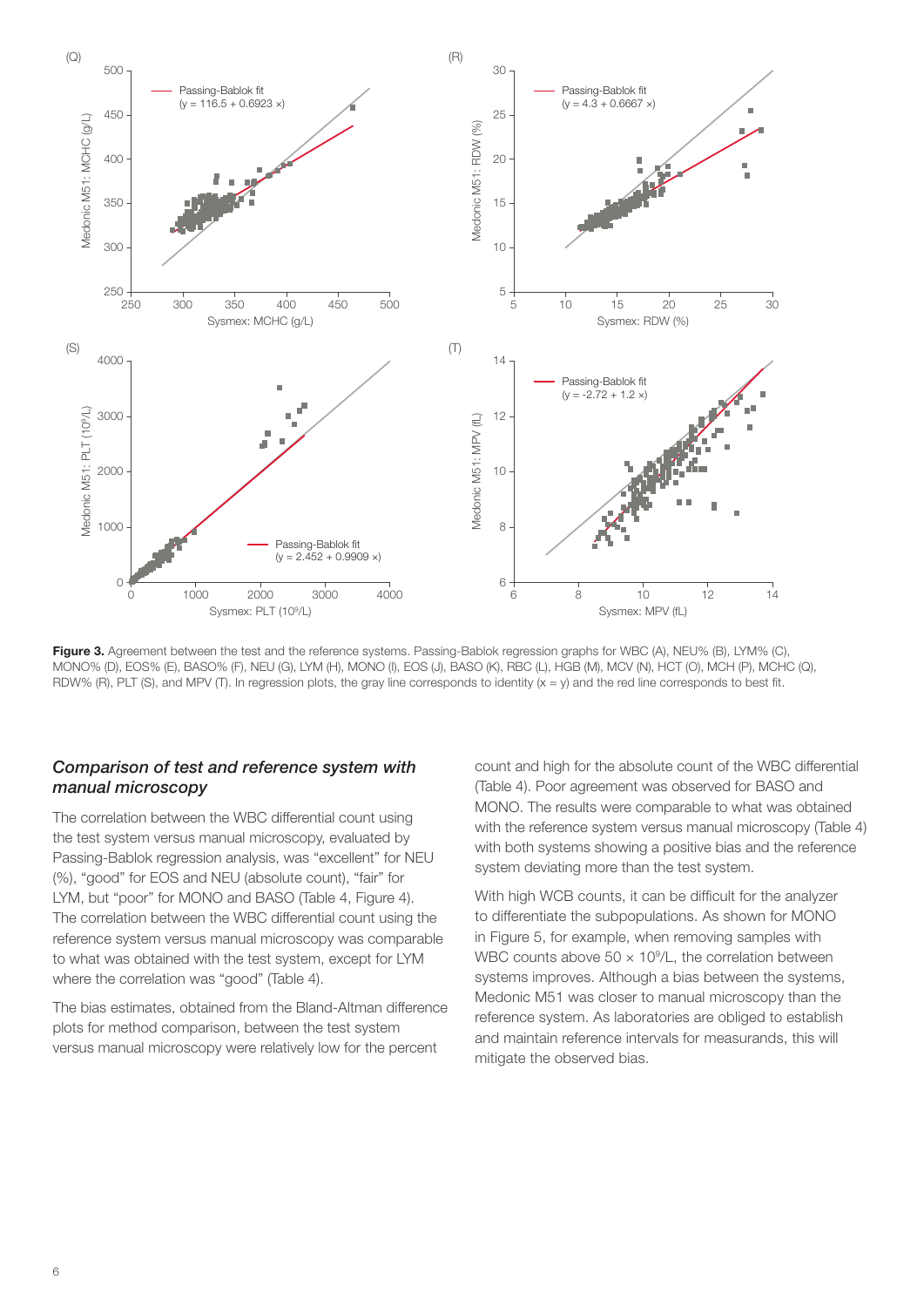**Figure 3.** Agreement between the test and the reference systems. Passing-Bablok regression graphs for WBC (A), NEU% (B), LYM% (C), MONO% (D), EOS% (E), BASO% (F), NEU (G), LYM (H), MONO (I), EOS (J), BASO (K), RBC (L), HGB (M), MCV (N), HCT (O), MCH (P), MCHC (Q), RDW% (R), PLT (S), and MPV (T). In regression plots, the gray line corresponds to identity (x = y) and the red line corresponds to best fit.

### *Comparison of test and reference system with manual microscopy*

The correlation between the WBC differential count using the test system versus manual microscopy, evaluated by Passing-Bablok regression analysis, was "excellent" for NEU (%), "good" for EOS and NEU (absolute count), "fair" for LYM, but "poor" for MONO and BASO (Table 4, Figure 4). The correlation between the WBC differential count using the reference system versus manual microscopy was comparable to what was obtained with the test system, except for LYM where the correlation was "good" (Table 4).

The bias estimates, obtained from the Bland-Altman difference plots for method comparison, between the test system versus manual microscopy were relatively low for the percent count and high for the absolute count of the WBC differential (Table 4). Poor agreement was observed for BASO and MONO. The results were comparable to what was obtained with the reference system versus manual microscopy (Table 4) with both systems showing a positive bias and the reference system deviating more than the test system.

With high WCB counts, it can be difficult for the analyzer to differentiate the subpopulations. As shown for MONO in Figure 5, for example, when removing samples with WBC counts above $50 \times 10^9$/L, the correlation between systems improves. Although a bias between the systems, Medonic M51 was closer to manual microscopy than the reference system. As laboratories are obliged to establish and maintain reference intervals for measurands, this will mitigate the observed bias.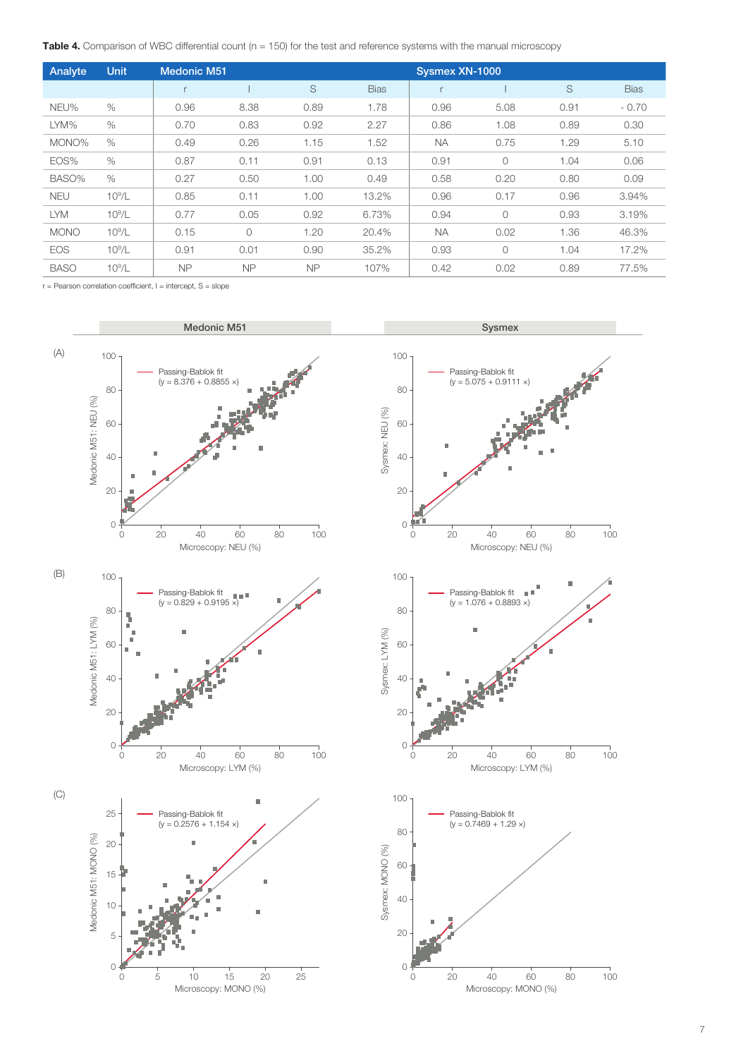**Table 4.** Comparison of WBC differential count (n = 150) for the test and reference systems with the manual microscopy

| Analyte | Unit | Medonic M51 | | | | Sysmex XN-1000 | | | |
|---|---|---|---|---|---|---|---|---|---|
| | | r | I | S | Bias | r | I | S | Bias |
| NEU% | % | 0.96 | 8.38 | 0.89 | 1.78 | 0.96 | 5.08 | 0.91 | - 0.70 |
| LYM% | % | 0.70 | 0.83 | 0.92 | 2.27 | 0.86 | 1.08 | 0.89 | 0.30 |
| MONO% | % | 0.49 | 0.26 | 1.15 | 1.52 | NA | 0.75 | 1.29 | 5.10 |
| EOS% | % | 0.87 | 0.11 | 0.91 | 0.13 | 0.91 | 0 | 1.04 | 0.06 |
| BASO% | % | 0.27 | 0.50 | 1.00 | 0.49 | 0.58 | 0.20 | 0.80 | 0.09 |
| NEU | $10^9$/L | 0.85 | 0.11 | 1.00 | 13.2% | 0.96 | 0.17 | 0.96 | 3.94% |
| LYM | $10^9$/L | 0.77 | 0.05 | 0.92 | 6.73% | 0.94 | 0 | 0.93 | 3.19% |
| MONO | $10^9$/L | 0.15 | 0 | 1.20 | 20.4% | NA | 0.02 | 1.36 | 46.3% |
| EOS | $10^9$/L | 0.91 | 0.01 | 0.90 | 35.2% | 0.93 | 0 | 1.04 | 17.2% |
| BASO | $10^9$/L | NP | NP | NP | 107% | 0.42 | 0.02 | 0.89 | 77.5% |

r = Pearson correlation coefficient, I = intercept, S = slope

Medonic M51 | Sysmex

(A) Medonic M51: Passing-Bablok fit (y = 8.376 + 0.8855 x); Medonic M51: NEU (%) vs Microscopy: NEU (%). Sysmex: Passing-Bablok fit (y = 5.075 + 0.9111 x); Sysmex: NEU (%) vs Microscopy: NEU (%)

(B) Medonic M51: Passing-Bablok fit (y = 0.829 + 0.9195 x); Medonic M51: LYM (%) vs Microscopy: LYM (%). Sysmex: Passing-Bablok fit (y = 1.076 + 0.8893 x); Sysmex: LYM (%) vs Microscopy: LYM (%)

(C) Medonic M51: Passing-Bablok fit (y = 0.2576 + 1.154 x); Medonic M51: MONO (%) vs Microscopy: MONO (%). Sysmex: Passing-Bablok fit (y = 0.7469 + 1.29 x); Sysmex: MONO (%) vs Microscopy: MONO (%)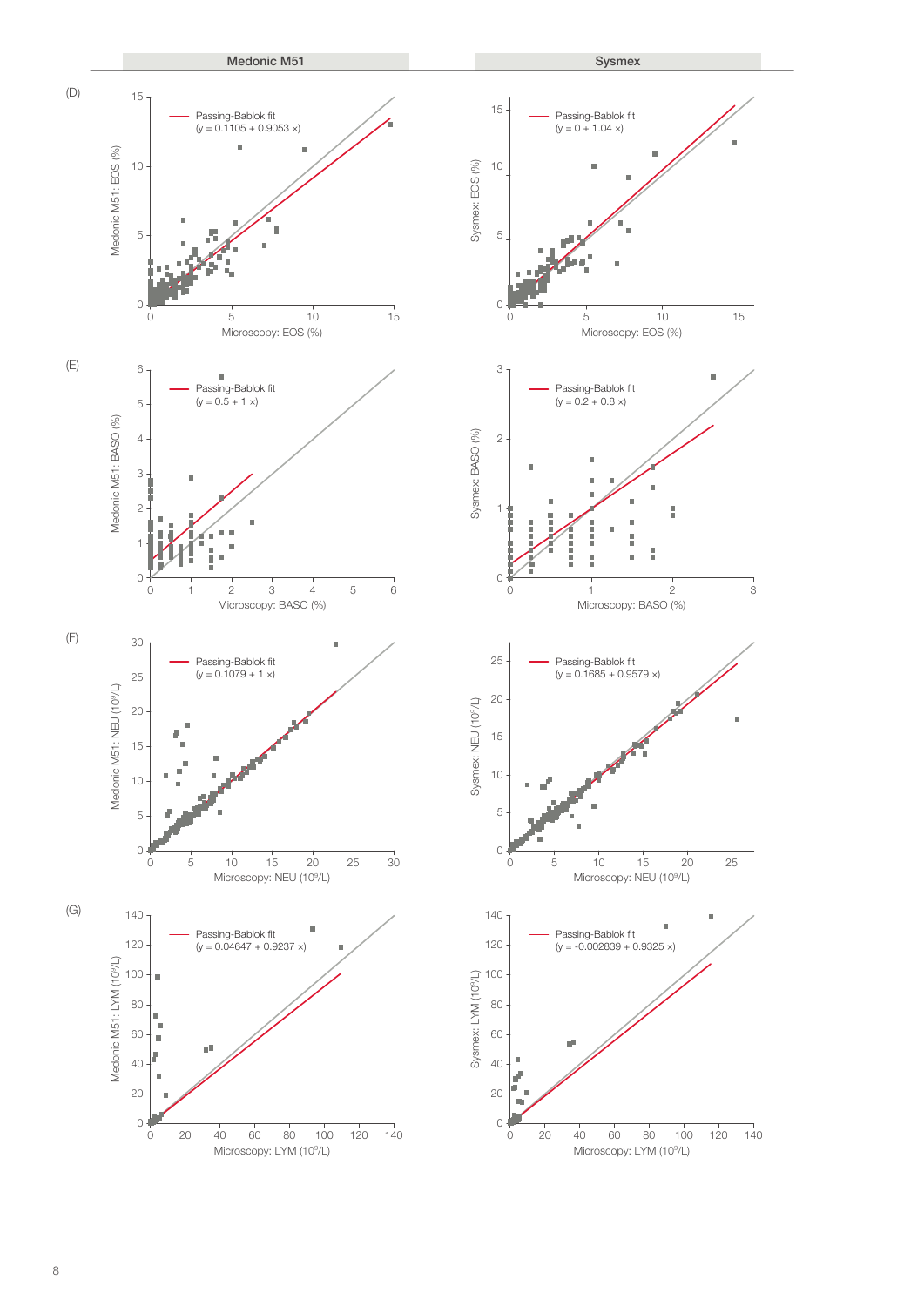| Medonic M51 | Sysmex |
|---|---|

(D)

Passing-Bablok fit (y = 0.1105 + 0.9053 x)

Medonic M51: EOS (%)

Microscopy: EOS (%)

Passing-Bablok fit (y = 0 + 1.04 x)

Sysmex: EOS (%)

Microscopy: EOS (%)

(E)

Passing-Bablok fit (y = 0.5 + 1 x)

Medonic M51: BASO (%)

Microscopy: BASO (%)

Passing-Bablok fit (y = 0.2 + 0.8 x)

Sysmex: BASO (%)

Microscopy: BASO (%)

(F)

Passing-Bablok fit (y = 0.1079 + 1 x)

Medonic M51: NEU ($10^9$/L)

Microscopy: NEU ($10^9$/L)

Passing-Bablok fit (y = 0.1685 + 0.9579 x)

Sysmex: NEU ($10^9$/L)

Microscopy: NEU ($10^9$/L)

(G)

Passing-Bablok fit (y = 0.04647 + 0.9237 x)

Medonic M51: LYM ($10^9$/L)

Microscopy: LYM ($10^9$/L)

Passing-Bablok fit (y = -0.002839 + 0.9325 x)

Sysmex: LYM ($10^9$/L)

Microscopy: LYM ($10^9$/L)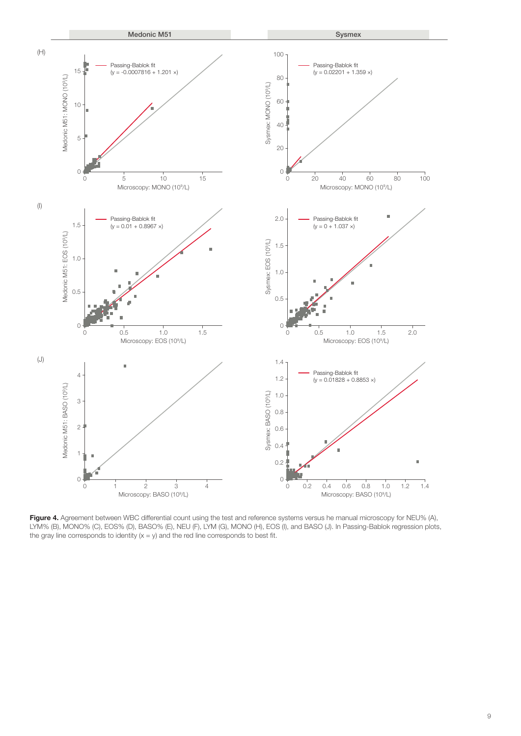**Figure 4.** Agreement between WBC differential count using the test and reference systems versus he manual microscopy for NEU% (A), LYM% (B), MONO% (C), EOS% (D), BASO% (E), NEU (F), LYM (G), MONO (H), EOS (I), and BASO (J). In Passing-Bablok regression plots, the gray line corresponds to identity (x = y) and the red line corresponds to best fit.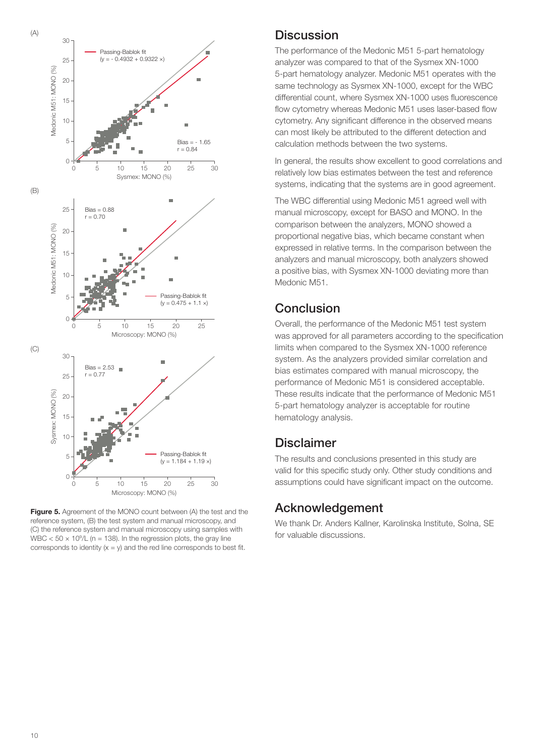Figure 5. Agreement of the MONO count between (A) the test and the reference system, (B) the test system and manual microscopy, and (C) the reference system and manual microscopy using samples with WBC < 50 × $10^9$/L (n = 138). In the regression plots, the gray line corresponds to identity (x = y) and the red line corresponds to best fit.

## Discussion

The performance of the Medonic M51 5-part hematology analyzer was compared to that of the Sysmex XN-1000 5-part hematology analyzer. Medonic M51 operates with the same technology as Sysmex XN-1000, except for the WBC differential count, where Sysmex XN-1000 uses fluorescence flow cytometry whereas Medonic M51 uses laser-based flow cytometry. Any significant difference in the observed means can most likely be attributed to the different detection and calculation methods between the two systems.

In general, the results show excellent to good correlations and relatively low bias estimates between the test and reference systems, indicating that the systems are in good agreement.

The WBC differential using Medonic M51 agreed well with manual microscopy, except for BASO and MONO. In the comparison between the analyzers, MONO showed a proportional negative bias, which became constant when expressed in relative terms. In the comparison between the analyzers and manual microscopy, both analyzers showed a positive bias, with Sysmex XN-1000 deviating more than Medonic M51.

## Conclusion

Overall, the performance of the Medonic M51 test system was approved for all parameters according to the specification limits when compared to the Sysmex XN-1000 reference system. As the analyzers provided similar correlation and bias estimates compared with manual microscopy, the performance of Medonic M51 is considered acceptable. These results indicate that the performance of Medonic M51 5-part hematology analyzer is acceptable for routine hematology analysis.

## Disclaimer

The results and conclusions presented in this study are valid for this specific study only. Other study conditions and assumptions could have significant impact on the outcome.

## Acknowledgement

We thank Dr. Anders Kallner, Karolinska Institute, Solna, SE for valuable discussions.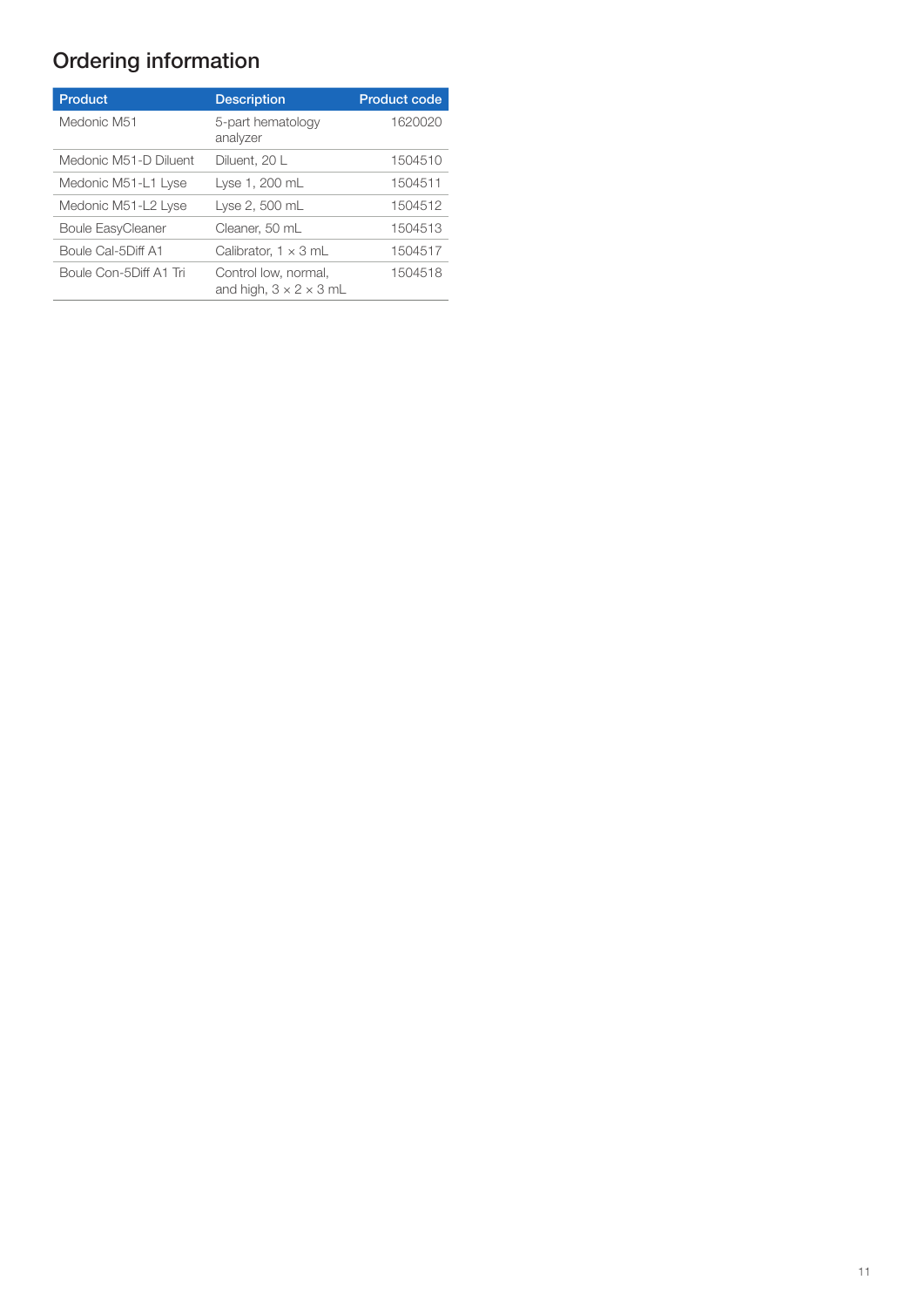## Ordering information

| Product | Description | Product code |
|---|---|---|
| Medonic M51 | 5-part hematology analyzer | 1620020 |
| Medonic M51-D Diluent | Diluent, 20 L | 1504510 |
| Medonic M51-L1 Lyse | Lyse 1, 200 mL | 1504511 |
| Medonic M51-L2 Lyse | Lyse 2, 500 mL | 1504512 |
| Boule EasyCleaner | Cleaner, 50 mL | 1504513 |
| Boule Cal-5Diff A1 | Calibrator, 1 × 3 mL | 1504517 |
| Boule Con-5Diff A1 Tri | Control low, normal, and high, 3 × 2 × 3 mL | 1504518 |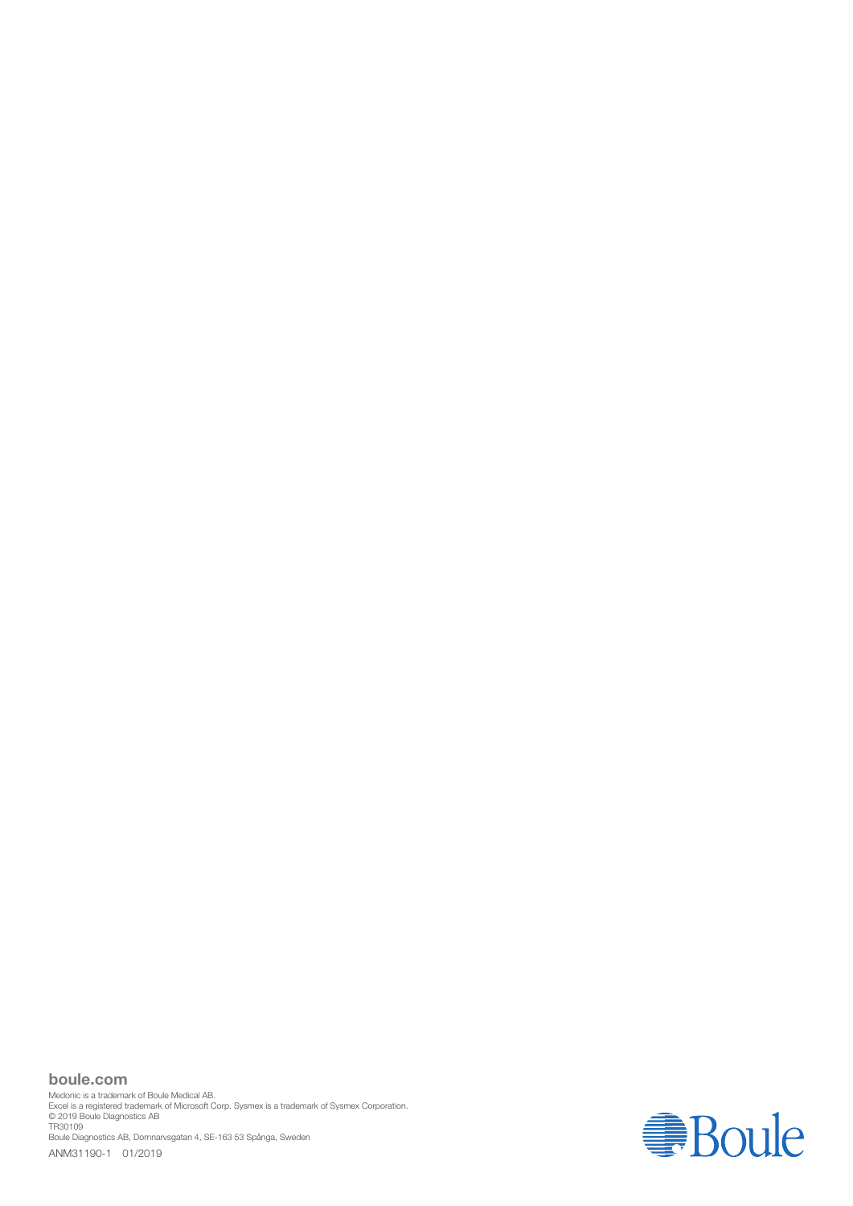**boule.com**

Medonic is a trademark of Boule Medical AB.
Excel is a registered trademark of Microsoft Corp. Sysmex is a trademark of Sysmex Corporation.
© 2019 Boule Diagnostics AB
TR30109
Boule Diagnostics AB, Domnarvsgatan 4, SE-163 53 Spånga, Sweden

ANM31190-1 01/2019

Boule